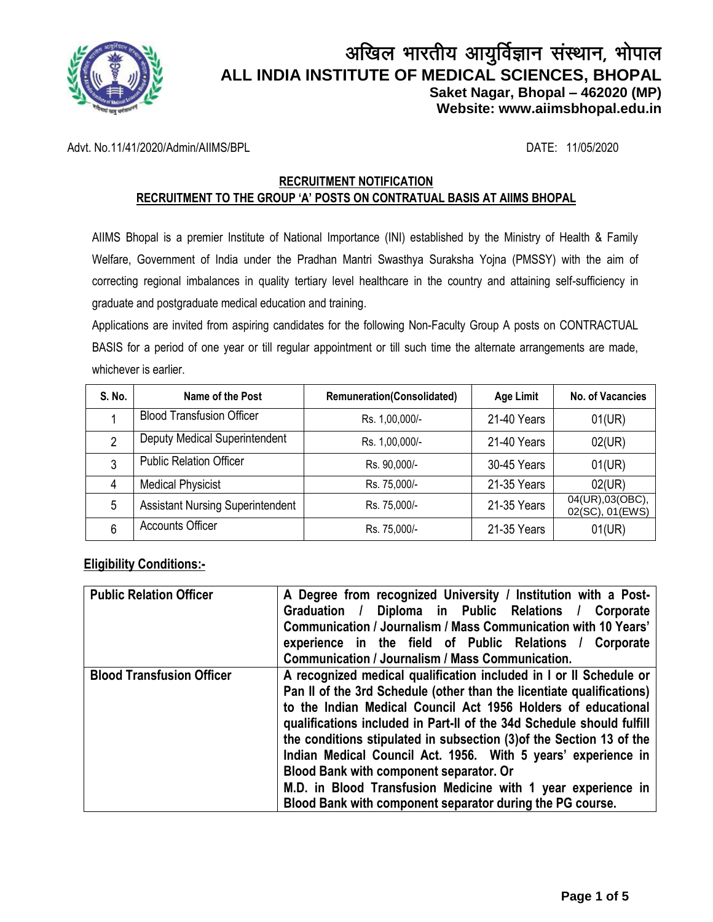# अखिल भारतीय आयुर्विज्ञान संस्थान, भोपाल
# ALL INDIA INSTITUTE OF MEDICAL SCIENCES, BHOPAL

**Saket Nagar, Bhopal – 462020 (MP)**
**Website: www.aiimsbhopal.edu.in**

Advt. No.11/41/2020/Admin/AIIMS/BPL

DATE: 11/05/2020

## RECRUITMENT NOTIFICATION
## RECRUITMENT TO THE GROUP 'A' POSTS ON CONTRATUAL BASIS AT AIIMS BHOPAL

AIIMS Bhopal is a premier Institute of National Importance (INI) established by the Ministry of Health & Family Welfare, Government of India under the Pradhan Mantri Swasthya Suraksha Yojna (PMSSY) with the aim of correcting regional imbalances in quality tertiary level healthcare in the country and attaining self-sufficiency in graduate and postgraduate medical education and training.

Applications are invited from aspiring candidates for the following Non-Faculty Group A posts on CONTRACTUAL BASIS for a period of one year or till regular appointment or till such time the alternate arrangements are made, whichever is earlier.

| S. No. | Name of the Post | Remuneration(Consolidated) | Age Limit | No. of Vacancies |
|---|---|---|---|---|
| 1 | Blood Transfusion Officer | Rs. 1,00,000/- | 21-40 Years | 01(UR) |
| 2 | Deputy Medical Superintendent | Rs. 1,00,000/- | 21-40 Years | 02(UR) |
| 3 | Public Relation Officer | Rs. 90,000/- | 30-45 Years | 01(UR) |
| 4 | Medical Physicist | Rs. 75,000/- | 21-35 Years | 02(UR) |
| 5 | Assistant Nursing Superintendent | Rs. 75,000/- | 21-35 Years | 04(UR),03(OBC), 02(SC), 01(EWS) |
| 6 | Accounts Officer | Rs. 75,000/- | 21-35 Years | 01(UR) |

### Eligibility Conditions:-

| | |
|---|---|
| **Public Relation Officer** | **A Degree from recognized University / Institution with a Post-Graduation / Diploma in Public Relations / Corporate Communication / Journalism / Mass Communication with 10 Years' experience in the field of Public Relations / Corporate Communication / Journalism / Mass Communication.** |
| **Blood Transfusion Officer** | **A recognized medical qualification included in I or II Schedule or Pan II of the 3rd Schedule (other than the licentiate qualifications) to the Indian Medical Council Act 1956 Holders of educational qualifications included in Part-II of the 34d Schedule should fulfill the conditions stipulated in subsection (3)of the Section 13 of the Indian Medical Council Act. 1956. With 5 years' experience in Blood Bank with component separator. Or**<br>**M.D. in Blood Transfusion Medicine with 1 year experience in Blood Bank with component separator during the PG course.** |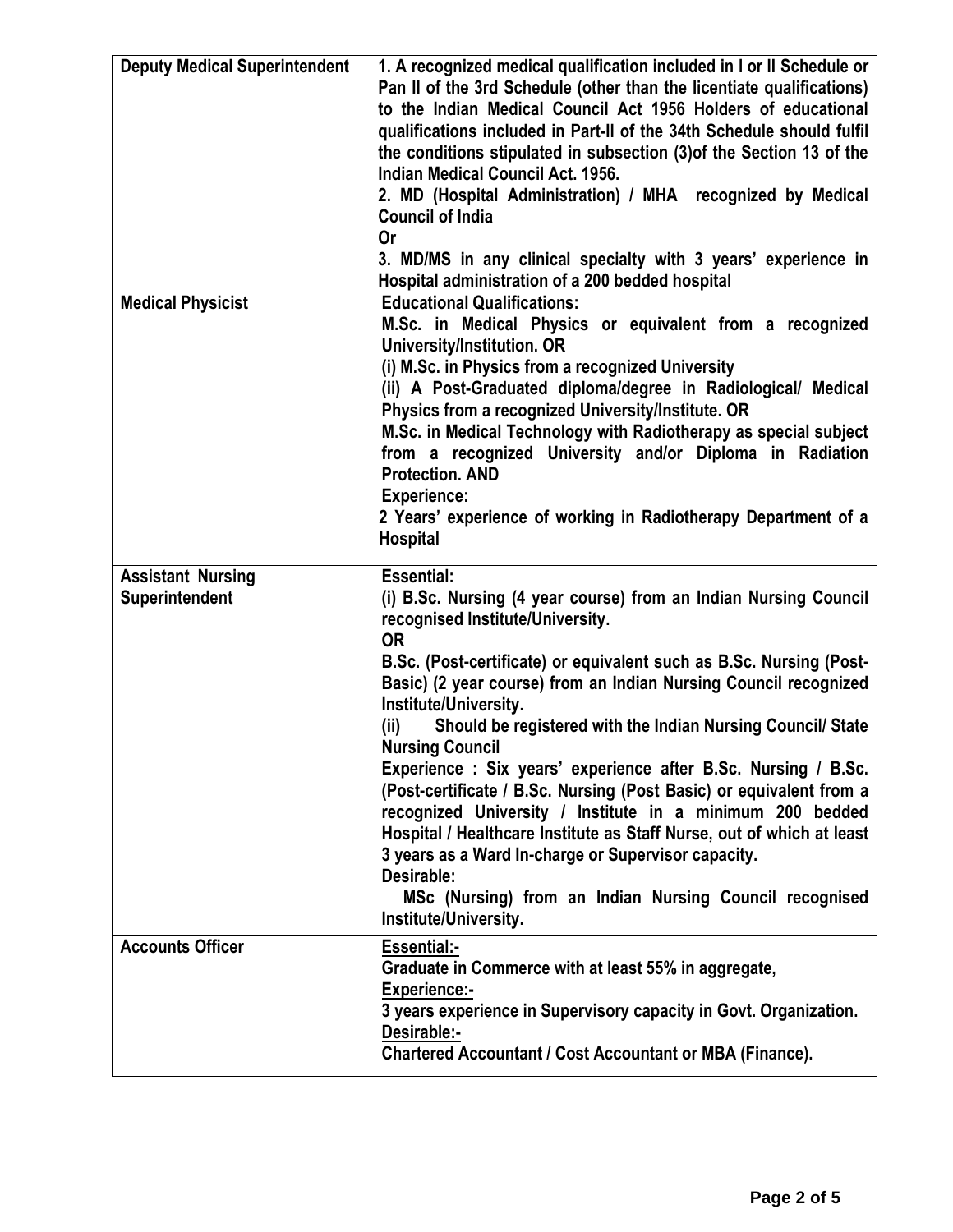| Deputy Medical Superintendent | 1. A recognized medical qualification included in I or II Schedule or Pan II of the 3rd Schedule (other than the licentiate qualifications) to the Indian Medical Council Act 1956 Holders of educational qualifications included in Part-II of the 34th Schedule should fulfil the conditions stipulated in subsection (3)of the Section 13 of the Indian Medical Council Act. 1956.<br>2. MD (Hospital Administration) / MHA recognized by Medical Council of India<br>Or<br>3. MD/MS in any clinical specialty with 3 years' experience in Hospital administration of a 200 bedded hospital |
|---|---|
| Medical Physicist | Educational Qualifications:<br>M.Sc. in Medical Physics or equivalent from a recognized University/Institution. OR<br>(i) M.Sc. in Physics from a recognized University<br>(ii) A Post-Graduated diploma/degree in Radiological/ Medical Physics from a recognized University/Institute. OR<br>M.Sc. in Medical Technology with Radiotherapy as special subject from a recognized University and/or Diploma in Radiation Protection. AND<br>Experience:<br>2 Years' experience of working in Radiotherapy Department of a Hospital |
| Assistant Nursing Superintendent | Essential:<br>(i) B.Sc. Nursing (4 year course) from an Indian Nursing Council recognised Institute/University.<br>OR<br>B.Sc. (Post-certificate) or equivalent such as B.Sc. Nursing (Post-Basic) (2 year course) from an Indian Nursing Council recognized Institute/University.<br>(ii) Should be registered with the Indian Nursing Council/ State Nursing Council<br>Experience : Six years' experience after B.Sc. Nursing / B.Sc. (Post-certificate / B.Sc. Nursing (Post Basic) or equivalent from a recognized University / Institute in a minimum 200 bedded Hospital / Healthcare Institute as Staff Nurse, out of which at least 3 years as a Ward In-charge or Supervisor capacity.<br>Desirable:<br>MSc (Nursing) from an Indian Nursing Council recognised Institute/University. |
| Accounts Officer | Essential:-<br>Graduate in Commerce with at least 55% in aggregate,<br>Experience:-<br>3 years experience in Supervisory capacity in Govt. Organization.<br>Desirable:-<br>Chartered Accountant / Cost Accountant or MBA (Finance). |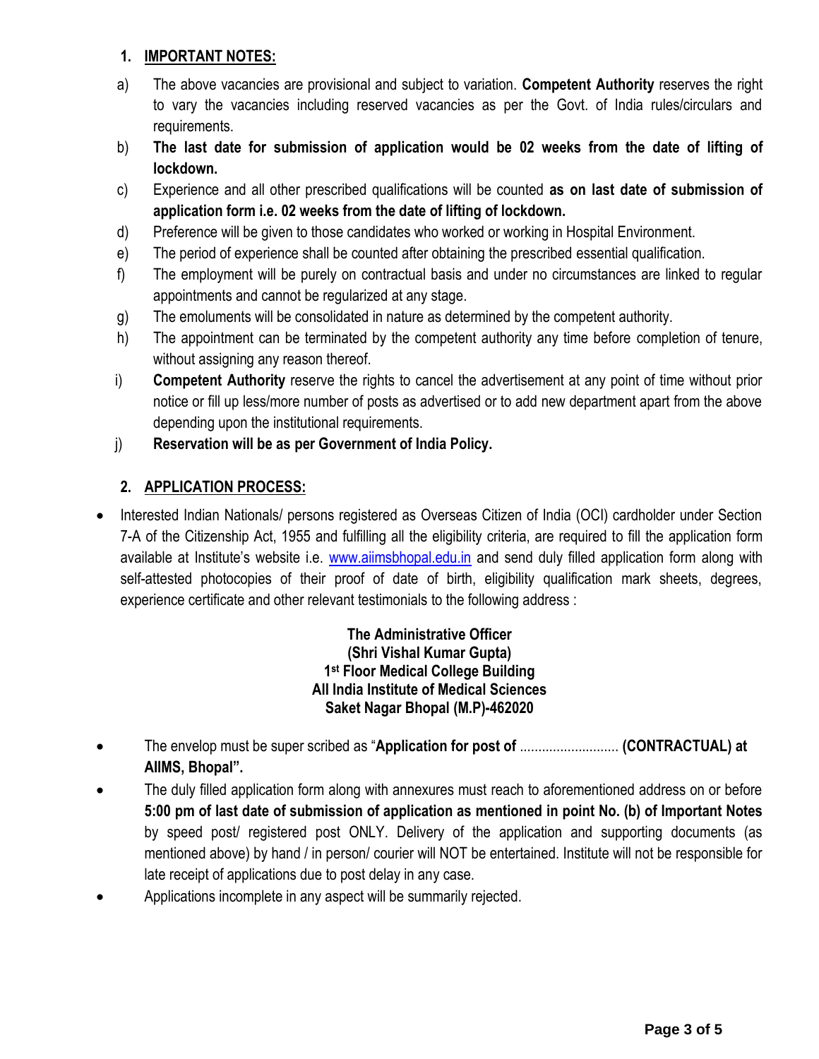## 1. IMPORTANT NOTES:

a) The above vacancies are provisional and subject to variation. **Competent Authority** reserves the right to vary the vacancies including reserved vacancies as per the Govt. of India rules/circulars and requirements.

b) **The last date for submission of application would be 02 weeks from the date of lifting of lockdown.**

c) Experience and all other prescribed qualifications will be counted **as on last date of submission of application form i.e. 02 weeks from the date of lifting of lockdown.**

d) Preference will be given to those candidates who worked or working in Hospital Environment.

e) The period of experience shall be counted after obtaining the prescribed essential qualification.

f) The employment will be purely on contractual basis and under no circumstances are linked to regular appointments and cannot be regularized at any stage.

g) The emoluments will be consolidated in nature as determined by the competent authority.

h) The appointment can be terminated by the competent authority any time before completion of tenure, without assigning any reason thereof.

i) **Competent Authority** reserve the rights to cancel the advertisement at any point of time without prior notice or fill up less/more number of posts as advertised or to add new department apart from the above depending upon the institutional requirements.

j) **Reservation will be as per Government of India Policy.**

## 2. APPLICATION PROCESS:

- Interested Indian Nationals/ persons registered as Overseas Citizen of India (OCI) cardholder under Section 7-A of the Citizenship Act, 1955 and fulfilling all the eligibility criteria, are required to fill the application form available at Institute's website i.e. [www.aiimsbhopal.edu.in](http://www.aiimsbhopal.edu.in) and send duly filled application form along with self-attested photocopies of their proof of date of birth, eligibility qualification mark sheets, degrees, experience certificate and other relevant testimonials to the following address :

**The Administrative Officer**
**(Shri Vishal Kumar Gupta)**
**1st Floor Medical College Building**
**All India Institute of Medical Sciences**
**Saket Nagar Bhopal (M.P)-462020**

- The envelop must be super scribed as "**Application for post of** ........................... **(CONTRACTUAL) at AIIMS, Bhopal".**
- The duly filled application form along with annexures must reach to aforementioned address on or before **5:00 pm of last date of submission of application as mentioned in point No. (b) of Important Notes** by speed post/ registered post ONLY. Delivery of the application and supporting documents (as mentioned above) by hand / in person/ courier will NOT be entertained. Institute will not be responsible for late receipt of applications due to post delay in any case.
- Applications incomplete in any aspect will be summarily rejected.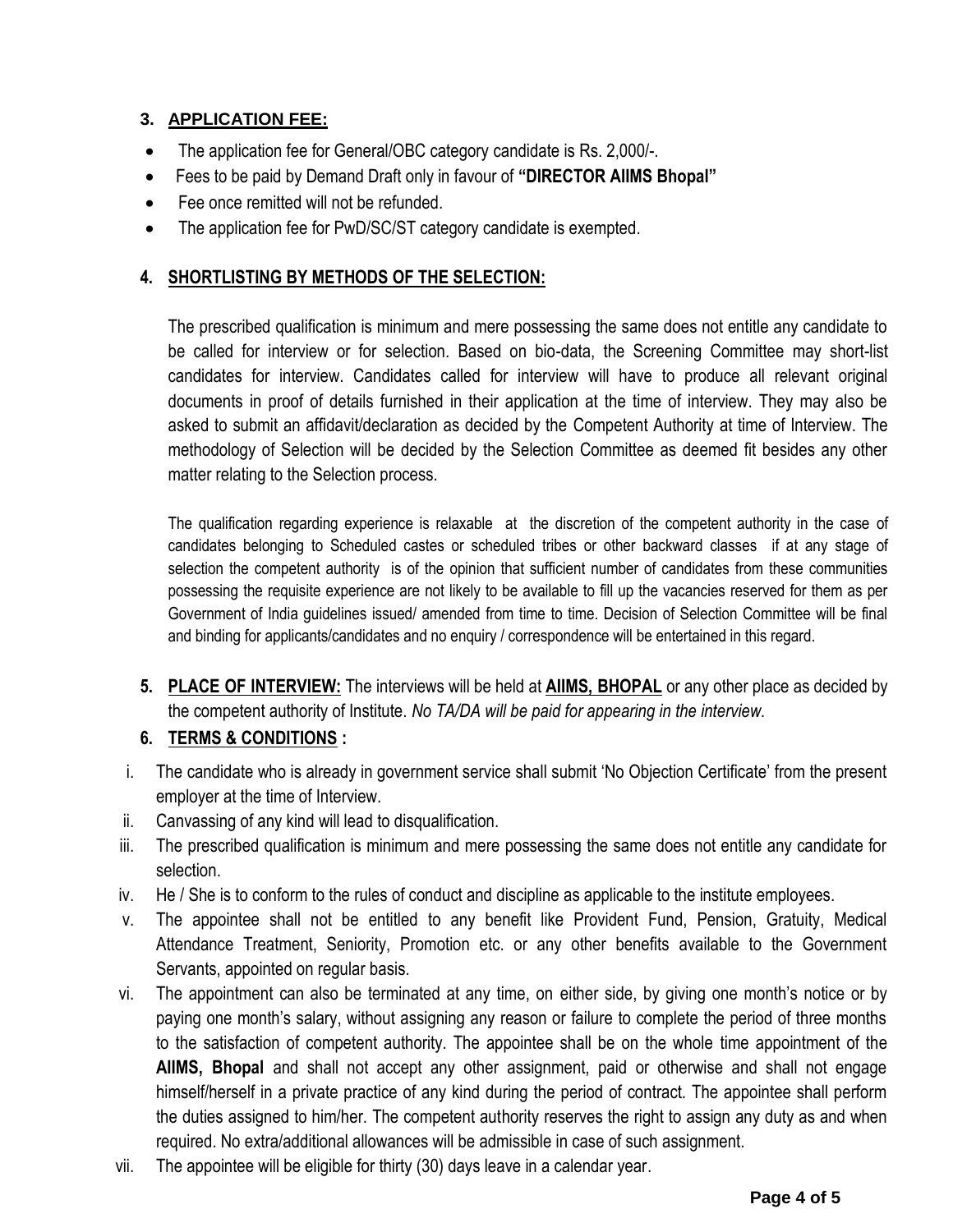### 3. APPLICATION FEE:

- The application fee for General/OBC category candidate is Rs. 2,000/-.
- Fees to be paid by Demand Draft only in favour of **"DIRECTOR AIIMS Bhopal"**
- Fee once remitted will not be refunded.
- The application fee for PwD/SC/ST category candidate is exempted.

### 4. SHORTLISTING BY METHODS OF THE SELECTION:

The prescribed qualification is minimum and mere possessing the same does not entitle any candidate to be called for interview or for selection. Based on bio-data, the Screening Committee may short-list candidates for interview. Candidates called for interview will have to produce all relevant original documents in proof of details furnished in their application at the time of interview. They may also be asked to submit an affidavit/declaration as decided by the Competent Authority at time of Interview. The methodology of Selection will be decided by the Selection Committee as deemed fit besides any other matter relating to the Selection process.

The qualification regarding experience is relaxable at the discretion of the competent authority in the case of candidates belonging to Scheduled castes or scheduled tribes or other backward classes if at any stage of selection the competent authority is of the opinion that sufficient number of candidates from these communities possessing the requisite experience are not likely to be available to fill up the vacancies reserved for them as per Government of India guidelines issued/ amended from time to time. Decision of Selection Committee will be final and binding for applicants/candidates and no enquiry / correspondence will be entertained in this regard.

**5. PLACE OF INTERVIEW:** The interviews will be held at **AIIMS, BHOPAL** or any other place as decided by the competent authority of Institute. *No TA/DA will be paid for appearing in the interview.*

### 6. TERMS & CONDITIONS :

i. The candidate who is already in government service shall submit 'No Objection Certificate' from the present employer at the time of Interview.

ii. Canvassing of any kind will lead to disqualification.

iii. The prescribed qualification is minimum and mere possessing the same does not entitle any candidate for selection.

iv. He / She is to conform to the rules of conduct and discipline as applicable to the institute employees.

v. The appointee shall not be entitled to any benefit like Provident Fund, Pension, Gratuity, Medical Attendance Treatment, Seniority, Promotion etc. or any other benefits available to the Government Servants, appointed on regular basis.

vi. The appointment can also be terminated at any time, on either side, by giving one month's notice or by paying one month's salary, without assigning any reason or failure to complete the period of three months to the satisfaction of competent authority. The appointee shall be on the whole time appointment of the **AIIMS, Bhopal** and shall not accept any other assignment, paid or otherwise and shall not engage himself/herself in a private practice of any kind during the period of contract. The appointee shall perform the duties assigned to him/her. The competent authority reserves the right to assign any duty as and when required. No extra/additional allowances will be admissible in case of such assignment.

vii. The appointee will be eligible for thirty (30) days leave in a calendar year.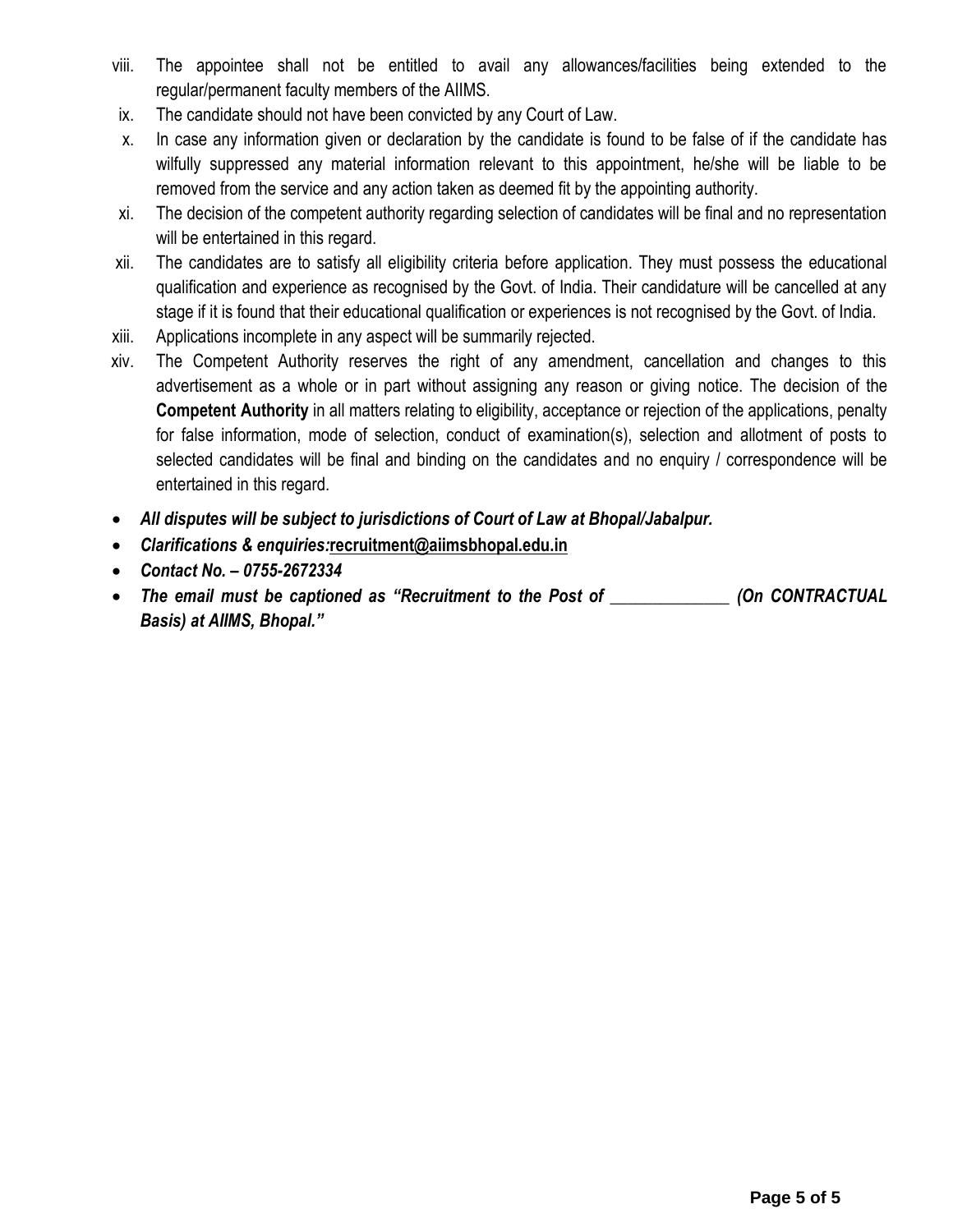viii. The appointee shall not be entitled to avail any allowances/facilities being extended to the regular/permanent faculty members of the AIIMS.

ix. The candidate should not have been convicted by any Court of Law.

x. In case any information given or declaration by the candidate is found to be false of if the candidate has wilfully suppressed any material information relevant to this appointment, he/she will be liable to be removed from the service and any action taken as deemed fit by the appointing authority.

xi. The decision of the competent authority regarding selection of candidates will be final and no representation will be entertained in this regard.

xii. The candidates are to satisfy all eligibility criteria before application. They must possess the educational qualification and experience as recognised by the Govt. of India. Their candidature will be cancelled at any stage if it is found that their educational qualification or experiences is not recognised by the Govt. of India.

xiii. Applications incomplete in any aspect will be summarily rejected.

xiv. The Competent Authority reserves the right of any amendment, cancellation and changes to this advertisement as a whole or in part without assigning any reason or giving notice. The decision of the **Competent Authority** in all matters relating to eligibility, acceptance or rejection of the applications, penalty for false information, mode of selection, conduct of examination(s), selection and allotment of posts to selected candidates will be final and binding on the candidates and no enquiry / correspondence will be entertained in this regard.

- ***All disputes will be subject to jurisdictions of Court of Law at Bhopal/Jabalpur.***
- ***Clarifications & enquiries:*****recruitment@aiimsbhopal.edu.in**
- ***Contact No. – 0755-2672334***
- ***The email must be captioned as "Recruitment to the Post of ______________ (On CONTRACTUAL Basis) at AIIMS, Bhopal."***